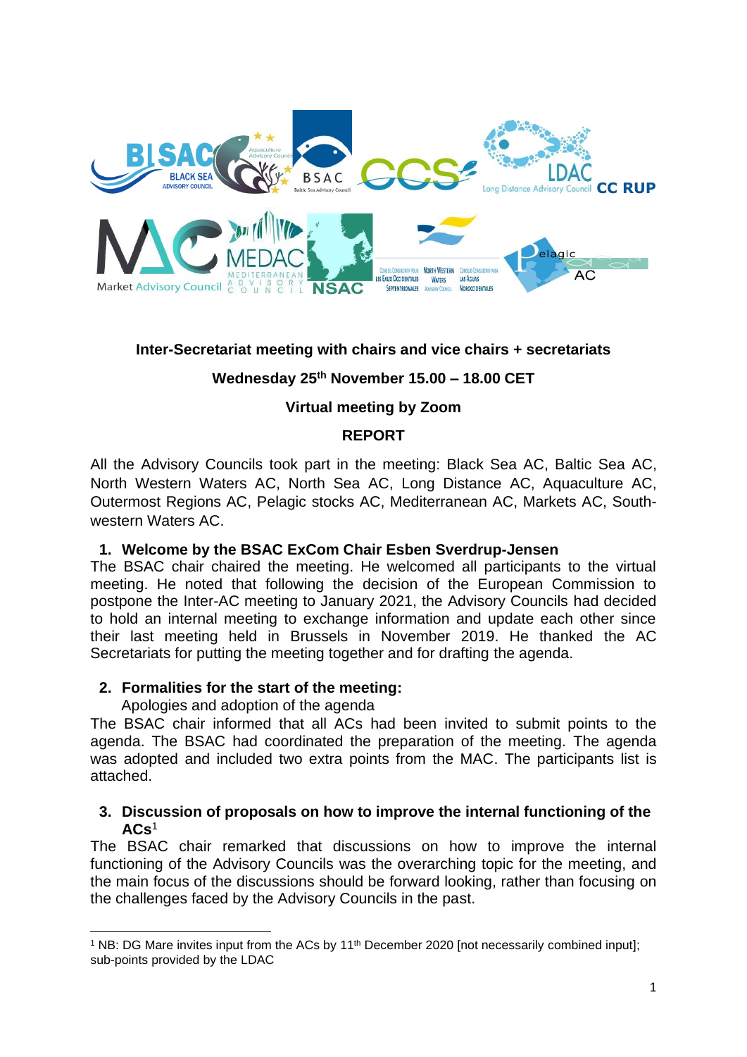Inter-Secretariat meeting with chairs and vice chairs + secretariats

**Wednesday 25th November 15.00 – 18.00 CET**

**Virtual meeting by Zoom**

# REPORT

All the Advisory Councils took part in the meeting: Black Sea AC, Baltic Sea AC, North Western Waters AC, North Sea AC, Long Distance AC, Aquaculture AC, Outermost Regions AC, Pelagic stocks AC, Mediterranean AC, Markets AC, South-western Waters AC.

## 1. Welcome by the BSAC ExCom Chair Esben Sverdrup-Jensen

The BSAC chair chaired the meeting. He welcomed all participants to the virtual meeting. He noted that following the decision of the European Commission to postpone the Inter-AC meeting to January 2021, the Advisory Councils had decided to hold an internal meeting to exchange information and update each other since their last meeting held in Brussels in November 2019. He thanked the AC Secretariats for putting the meeting together and for drafting the agenda.

## 2. Formalities for the start of the meeting:

Apologies and adoption of the agenda

The BSAC chair informed that all ACs had been invited to submit points to the agenda. The BSAC had coordinated the preparation of the meeting. The agenda was adopted and included two extra points from the MAC. The participants list is attached.

## 3. Discussion of proposals on how to improve the internal functioning of the ACs[1]

The BSAC chair remarked that discussions on how to improve the internal functioning of the Advisory Councils was the overarching topic for the meeting, and the main focus of the discussions should be forward looking, rather than focusing on the challenges faced by the Advisory Councils in the past.

---

[1] NB: DG Mare invites input from the ACs by 11th December 2020 [not necessarily combined input]; sub-points provided by the LDAC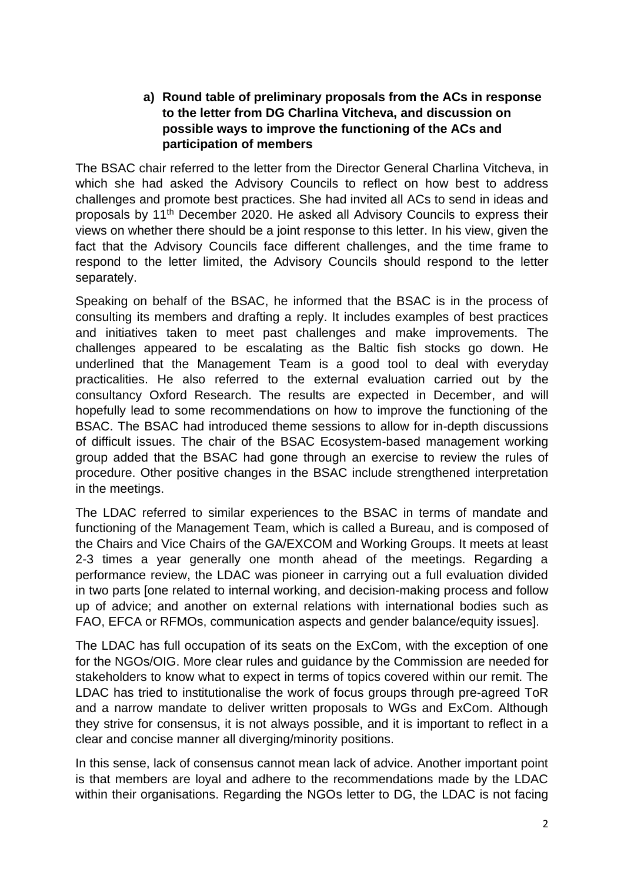**a) Round table of preliminary proposals from the ACs in response to the letter from DG Charlina Vitcheva, and discussion on possible ways to improve the functioning of the ACs and participation of members**

The BSAC chair referred to the letter from the Director General Charlina Vitcheva, in which she had asked the Advisory Councils to reflect on how best to address challenges and promote best practices. She had invited all ACs to send in ideas and proposals by 11th December 2020. He asked all Advisory Councils to express their views on whether there should be a joint response to this letter. In his view, given the fact that the Advisory Councils face different challenges, and the time frame to respond to the letter limited, the Advisory Councils should respond to the letter separately.

Speaking on behalf of the BSAC, he informed that the BSAC is in the process of consulting its members and drafting a reply. It includes examples of best practices and initiatives taken to meet past challenges and make improvements. The challenges appeared to be escalating as the Baltic fish stocks go down. He underlined that the Management Team is a good tool to deal with everyday practicalities. He also referred to the external evaluation carried out by the consultancy Oxford Research. The results are expected in December, and will hopefully lead to some recommendations on how to improve the functioning of the BSAC. The BSAC had introduced theme sessions to allow for in-depth discussions of difficult issues. The chair of the BSAC Ecosystem-based management working group added that the BSAC had gone through an exercise to review the rules of procedure. Other positive changes in the BSAC include strengthened interpretation in the meetings.

The LDAC referred to similar experiences to the BSAC in terms of mandate and functioning of the Management Team, which is called a Bureau, and is composed of the Chairs and Vice Chairs of the GA/EXCOM and Working Groups. It meets at least 2-3 times a year generally one month ahead of the meetings. Regarding a performance review, the LDAC was pioneer in carrying out a full evaluation divided in two parts [one related to internal working, and decision-making process and follow up of advice; and another on external relations with international bodies such as FAO, EFCA or RFMOs, communication aspects and gender balance/equity issues].

The LDAC has full occupation of its seats on the ExCom, with the exception of one for the NGOs/OIG. More clear rules and guidance by the Commission are needed for stakeholders to know what to expect in terms of topics covered within our remit. The LDAC has tried to institutionalise the work of focus groups through pre-agreed ToR and a narrow mandate to deliver written proposals to WGs and ExCom. Although they strive for consensus, it is not always possible, and it is important to reflect in a clear and concise manner all diverging/minority positions.

In this sense, lack of consensus cannot mean lack of advice. Another important point is that members are loyal and adhere to the recommendations made by the LDAC within their organisations. Regarding the NGOs letter to DG, the LDAC is not facing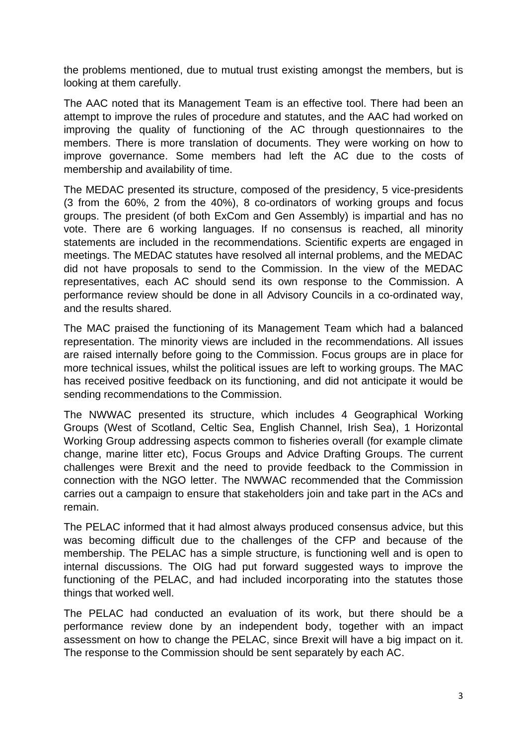the problems mentioned, due to mutual trust existing amongst the members, but is looking at them carefully.

The AAC noted that its Management Team is an effective tool. There had been an attempt to improve the rules of procedure and statutes, and the AAC had worked on improving the quality of functioning of the AC through questionnaires to the members. There is more translation of documents. They were working on how to improve governance. Some members had left the AC due to the costs of membership and availability of time.

The MEDAC presented its structure, composed of the presidency, 5 vice-presidents (3 from the 60%, 2 from the 40%), 8 co-ordinators of working groups and focus groups. The president (of both ExCom and Gen Assembly) is impartial and has no vote. There are 6 working languages. If no consensus is reached, all minority statements are included in the recommendations. Scientific experts are engaged in meetings. The MEDAC statutes have resolved all internal problems, and the MEDAC did not have proposals to send to the Commission. In the view of the MEDAC representatives, each AC should send its own response to the Commission. A performance review should be done in all Advisory Councils in a co-ordinated way, and the results shared.

The MAC praised the functioning of its Management Team which had a balanced representation. The minority views are included in the recommendations. All issues are raised internally before going to the Commission. Focus groups are in place for more technical issues, whilst the political issues are left to working groups. The MAC has received positive feedback on its functioning, and did not anticipate it would be sending recommendations to the Commission.

The NWWAC presented its structure, which includes 4 Geographical Working Groups (West of Scotland, Celtic Sea, English Channel, Irish Sea), 1 Horizontal Working Group addressing aspects common to fisheries overall (for example climate change, marine litter etc), Focus Groups and Advice Drafting Groups. The current challenges were Brexit and the need to provide feedback to the Commission in connection with the NGO letter. The NWWAC recommended that the Commission carries out a campaign to ensure that stakeholders join and take part in the ACs and remain.

The PELAC informed that it had almost always produced consensus advice, but this was becoming difficult due to the challenges of the CFP and because of the membership. The PELAC has a simple structure, is functioning well and is open to internal discussions. The OIG had put forward suggested ways to improve the functioning of the PELAC, and had included incorporating into the statutes those things that worked well.

The PELAC had conducted an evaluation of its work, but there should be a performance review done by an independent body, together with an impact assessment on how to change the PELAC, since Brexit will have a big impact on it. The response to the Commission should be sent separately by each AC.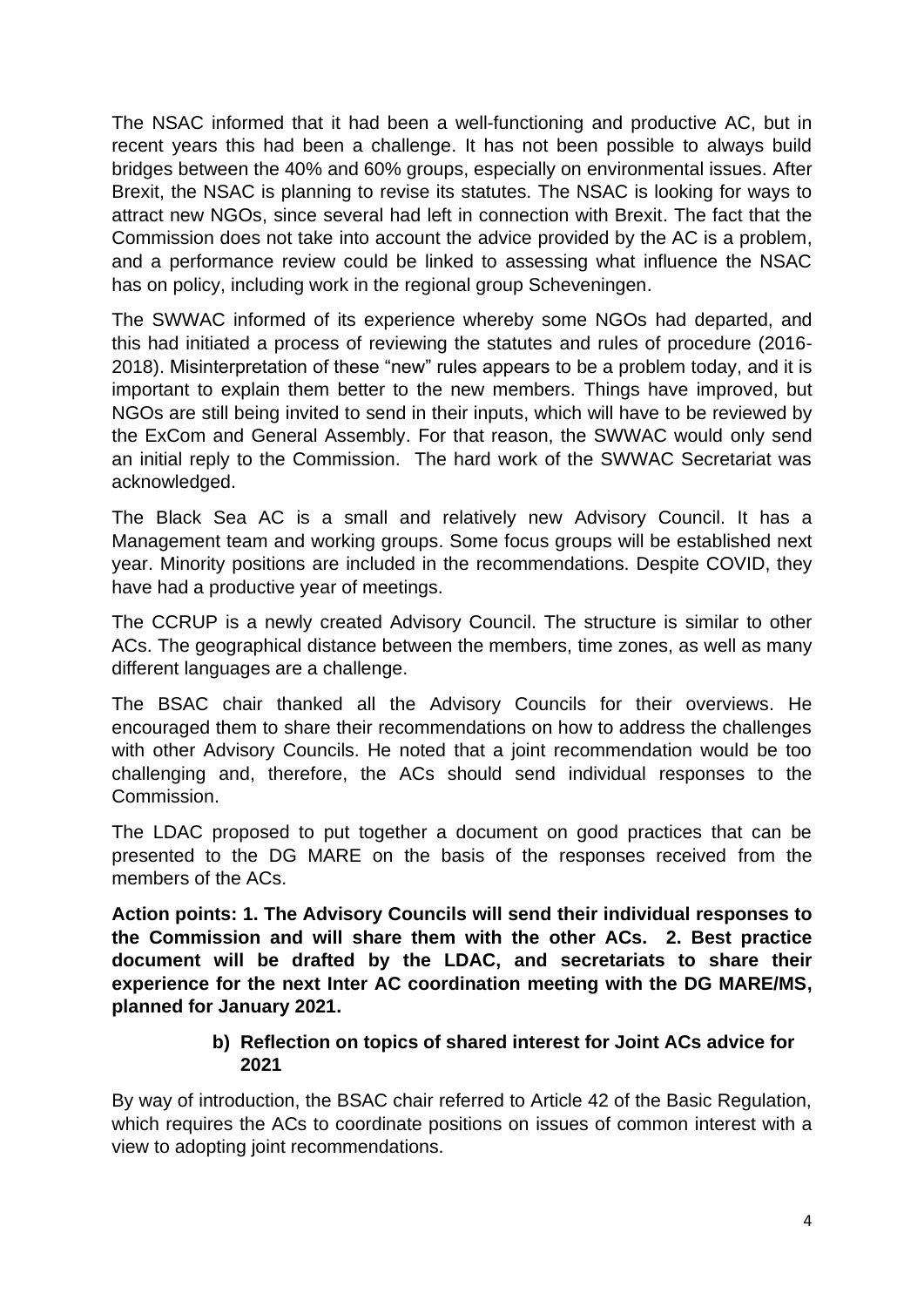The NSAC informed that it had been a well-functioning and productive AC, but in recent years this had been a challenge. It has not been possible to always build bridges between the 40% and 60% groups, especially on environmental issues. After Brexit, the NSAC is planning to revise its statutes. The NSAC is looking for ways to attract new NGOs, since several had left in connection with Brexit. The fact that the Commission does not take into account the advice provided by the AC is a problem, and a performance review could be linked to assessing what influence the NSAC has on policy, including work in the regional group Scheveningen.

The SWWAC informed of its experience whereby some NGOs had departed, and this had initiated a process of reviewing the statutes and rules of procedure (2016-2018). Misinterpretation of these "new" rules appears to be a problem today, and it is important to explain them better to the new members. Things have improved, but NGOs are still being invited to send in their inputs, which will have to be reviewed by the ExCom and General Assembly. For that reason, the SWWAC would only send an initial reply to the Commission. The hard work of the SWWAC Secretariat was acknowledged.

The Black Sea AC is a small and relatively new Advisory Council. It has a Management team and working groups. Some focus groups will be established next year. Minority positions are included in the recommendations. Despite COVID, they have had a productive year of meetings.

The CCRUP is a newly created Advisory Council. The structure is similar to other ACs. The geographical distance between the members, time zones, as well as many different languages are a challenge.

The BSAC chair thanked all the Advisory Councils for their overviews. He encouraged them to share their recommendations on how to address the challenges with other Advisory Councils. He noted that a joint recommendation would be too challenging and, therefore, the ACs should send individual responses to the Commission.

The LDAC proposed to put together a document on good practices that can be presented to the DG MARE on the basis of the responses received from the members of the ACs.

**Action points: 1. The Advisory Councils will send their individual responses to the Commission and will share them with the other ACs. 2. Best practice document will be drafted by the LDAC, and secretariats to share their experience for the next Inter AC coordination meeting with the DG MARE/MS, planned for January 2021.**

#### b) Reflection on topics of shared interest for Joint ACs advice for 2021

By way of introduction, the BSAC chair referred to Article 42 of the Basic Regulation, which requires the ACs to coordinate positions on issues of common interest with a view to adopting joint recommendations.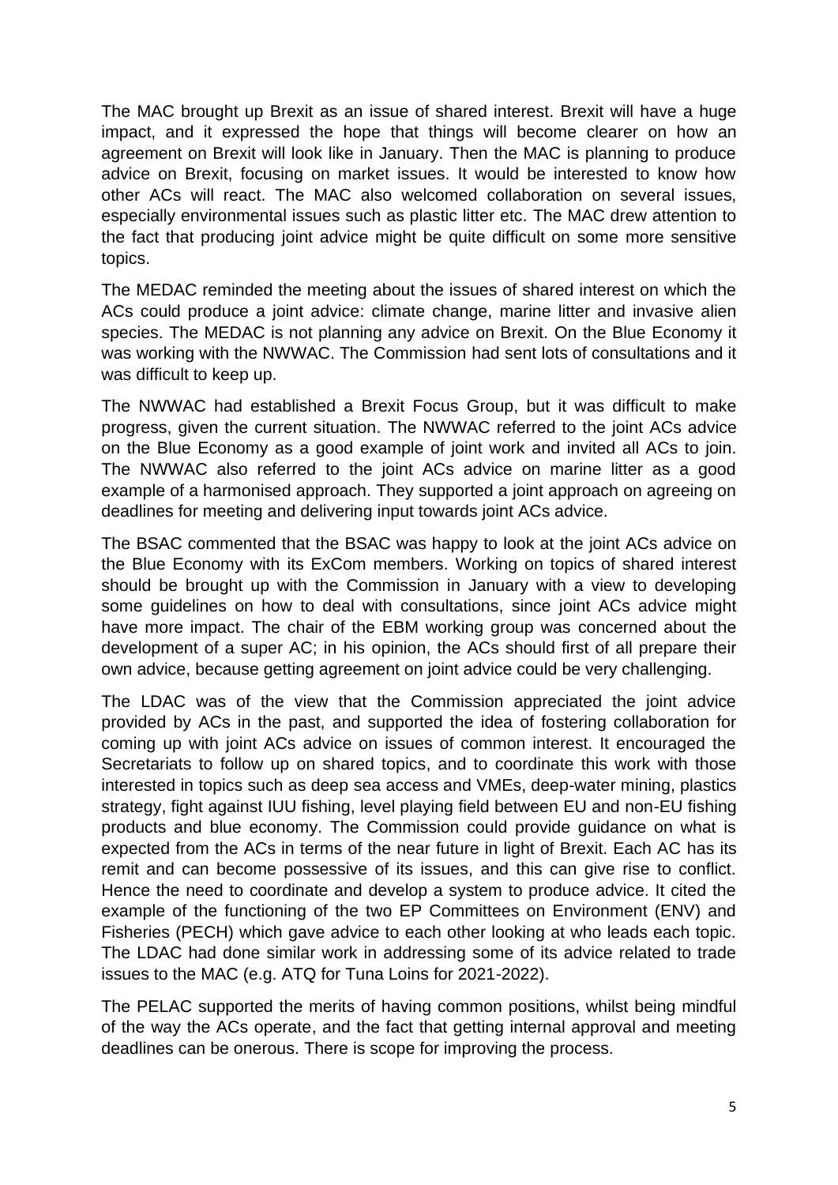The MAC brought up Brexit as an issue of shared interest. Brexit will have a huge impact, and it expressed the hope that things will become clearer on how an agreement on Brexit will look like in January. Then the MAC is planning to produce advice on Brexit, focusing on market issues. It would be interested to know how other ACs will react. The MAC also welcomed collaboration on several issues, especially environmental issues such as plastic litter etc. The MAC drew attention to the fact that producing joint advice might be quite difficult on some more sensitive topics.

The MEDAC reminded the meeting about the issues of shared interest on which the ACs could produce a joint advice: climate change, marine litter and invasive alien species. The MEDAC is not planning any advice on Brexit. On the Blue Economy it was working with the NWWAC. The Commission had sent lots of consultations and it was difficult to keep up.

The NWWAC had established a Brexit Focus Group, but it was difficult to make progress, given the current situation. The NWWAC referred to the joint ACs advice on the Blue Economy as a good example of joint work and invited all ACs to join. The NWWAC also referred to the joint ACs advice on marine litter as a good example of a harmonised approach. They supported a joint approach on agreeing on deadlines for meeting and delivering input towards joint ACs advice.

The BSAC commented that the BSAC was happy to look at the joint ACs advice on the Blue Economy with its ExCom members. Working on topics of shared interest should be brought up with the Commission in January with a view to developing some guidelines on how to deal with consultations, since joint ACs advice might have more impact. The chair of the EBM working group was concerned about the development of a super AC; in his opinion, the ACs should first of all prepare their own advice, because getting agreement on joint advice could be very challenging.

The LDAC was of the view that the Commission appreciated the joint advice provided by ACs in the past, and supported the idea of fostering collaboration for coming up with joint ACs advice on issues of common interest. It encouraged the Secretariats to follow up on shared topics, and to coordinate this work with those interested in topics such as deep sea access and VMEs, deep-water mining, plastics strategy, fight against IUU fishing, level playing field between EU and non-EU fishing products and blue economy. The Commission could provide guidance on what is expected from the ACs in terms of the near future in light of Brexit. Each AC has its remit and can become possessive of its issues, and this can give rise to conflict. Hence the need to coordinate and develop a system to produce advice. It cited the example of the functioning of the two EP Committees on Environment (ENV) and Fisheries (PECH) which gave advice to each other looking at who leads each topic. The LDAC had done similar work in addressing some of its advice related to trade issues to the MAC (e.g. ATQ for Tuna Loins for 2021-2022).

The PELAC supported the merits of having common positions, whilst being mindful of the way the ACs operate, and the fact that getting internal approval and meeting deadlines can be onerous. There is scope for improving the process.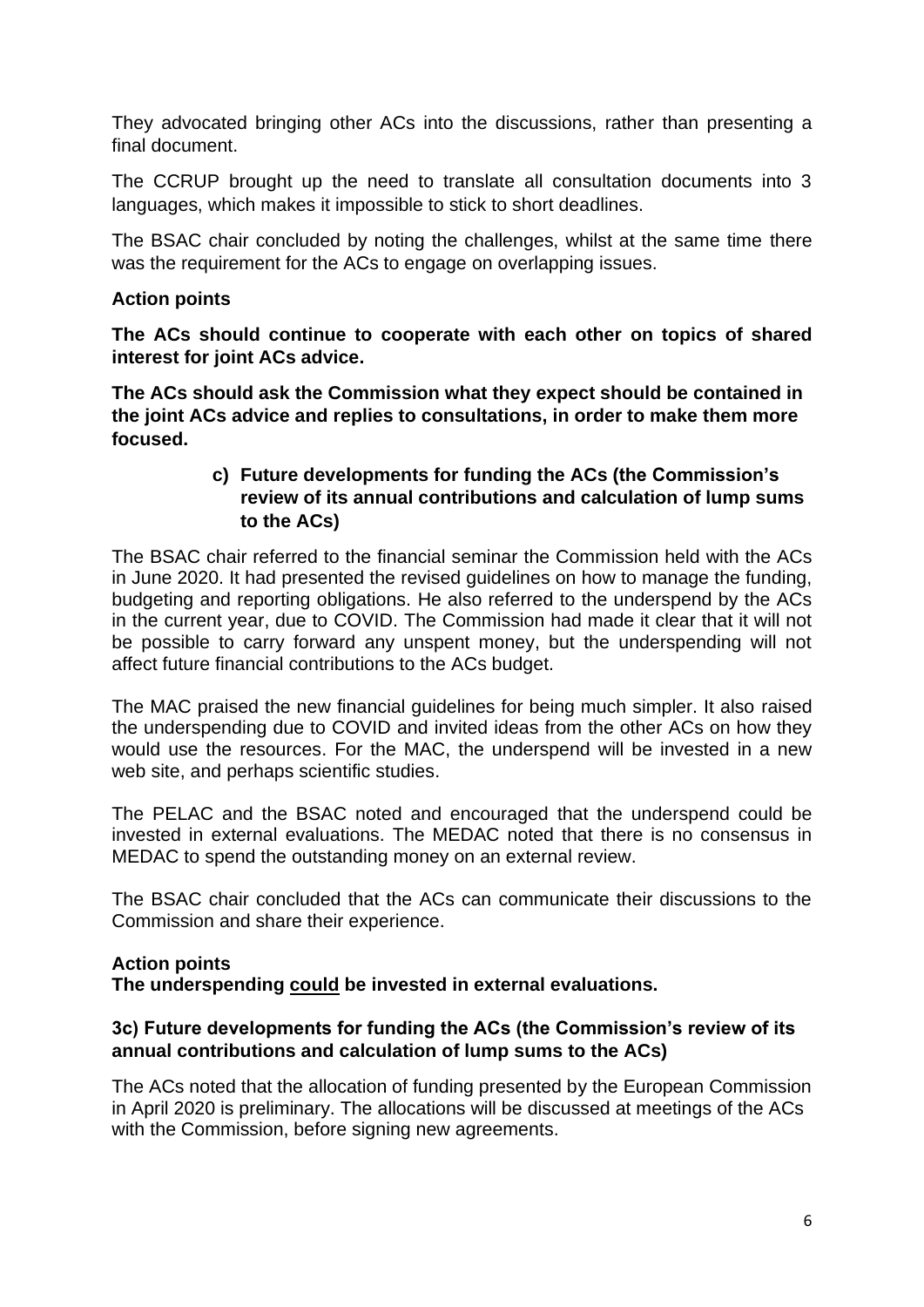They advocated bringing other ACs into the discussions, rather than presenting a final document.

The CCRUP brought up the need to translate all consultation documents into 3 languages, which makes it impossible to stick to short deadlines.

The BSAC chair concluded by noting the challenges, whilst at the same time there was the requirement for the ACs to engage on overlapping issues.

**Action points**

**The ACs should continue to cooperate with each other on topics of shared interest for joint ACs advice.**

**The ACs should ask the Commission what they expect should be contained in the joint ACs advice and replies to consultations, in order to make them more focused.**

### c) Future developments for funding the ACs (the Commission's review of its annual contributions and calculation of lump sums to the ACs)

The BSAC chair referred to the financial seminar the Commission held with the ACs in June 2020. It had presented the revised guidelines on how to manage the funding, budgeting and reporting obligations. He also referred to the underspend by the ACs in the current year, due to COVID. The Commission had made it clear that it will not be possible to carry forward any unspent money, but the underspending will not affect future financial contributions to the ACs budget.

The MAC praised the new financial guidelines for being much simpler. It also raised the underspending due to COVID and invited ideas from the other ACs on how they would use the resources. For the MAC, the underspend will be invested in a new web site, and perhaps scientific studies.

The PELAC and the BSAC noted and encouraged that the underspend could be invested in external evaluations. The MEDAC noted that there is no consensus in MEDAC to spend the outstanding money on an external review.

The BSAC chair concluded that the ACs can communicate their discussions to the Commission and share their experience.

**Action points**

**The underspending <u>could</u> be invested in external evaluations.**

### 3c) Future developments for funding the ACs (the Commission's review of its annual contributions and calculation of lump sums to the ACs)

The ACs noted that the allocation of funding presented by the European Commission in April 2020 is preliminary. The allocations will be discussed at meetings of the ACs with the Commission, before signing new agreements.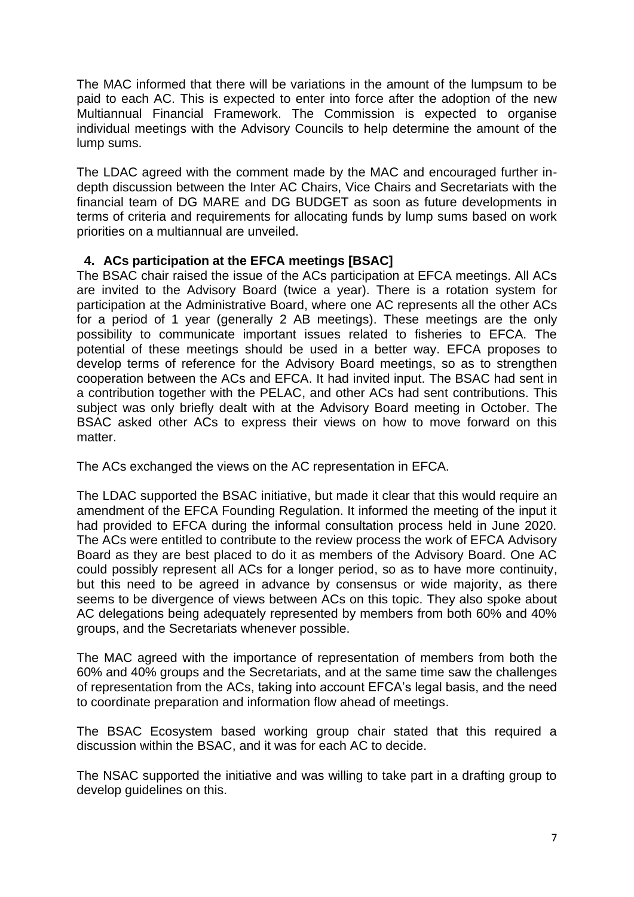The MAC informed that there will be variations in the amount of the lumpsum to be paid to each AC. This is expected to enter into force after the adoption of the new Multiannual Financial Framework. The Commission is expected to organise individual meetings with the Advisory Councils to help determine the amount of the lump sums.

The LDAC agreed with the comment made by the MAC and encouraged further in-depth discussion between the Inter AC Chairs, Vice Chairs and Secretariats with the financial team of DG MARE and DG BUDGET as soon as future developments in terms of criteria and requirements for allocating funds by lump sums based on work priorities on a multiannual are unveiled.

## 4. ACs participation at the EFCA meetings [BSAC]

The BSAC chair raised the issue of the ACs participation at EFCA meetings. All ACs are invited to the Advisory Board (twice a year). There is a rotation system for participation at the Administrative Board, where one AC represents all the other ACs for a period of 1 year (generally 2 AB meetings). These meetings are the only possibility to communicate important issues related to fisheries to EFCA. The potential of these meetings should be used in a better way. EFCA proposes to develop terms of reference for the Advisory Board meetings, so as to strengthen cooperation between the ACs and EFCA. It had invited input. The BSAC had sent in a contribution together with the PELAC, and other ACs had sent contributions. This subject was only briefly dealt with at the Advisory Board meeting in October. The BSAC asked other ACs to express their views on how to move forward on this matter.

The ACs exchanged the views on the AC representation in EFCA.

The LDAC supported the BSAC initiative, but made it clear that this would require an amendment of the EFCA Founding Regulation. It informed the meeting of the input it had provided to EFCA during the informal consultation process held in June 2020. The ACs were entitled to contribute to the review process the work of EFCA Advisory Board as they are best placed to do it as members of the Advisory Board. One AC could possibly represent all ACs for a longer period, so as to have more continuity, but this need to be agreed in advance by consensus or wide majority, as there seems to be divergence of views between ACs on this topic. They also spoke about AC delegations being adequately represented by members from both 60% and 40% groups, and the Secretariats whenever possible.

The MAC agreed with the importance of representation of members from both the 60% and 40% groups and the Secretariats, and at the same time saw the challenges of representation from the ACs, taking into account EFCA's legal basis, and the need to coordinate preparation and information flow ahead of meetings.

The BSAC Ecosystem based working group chair stated that this required a discussion within the BSAC, and it was for each AC to decide.

The NSAC supported the initiative and was willing to take part in a drafting group to develop guidelines on this.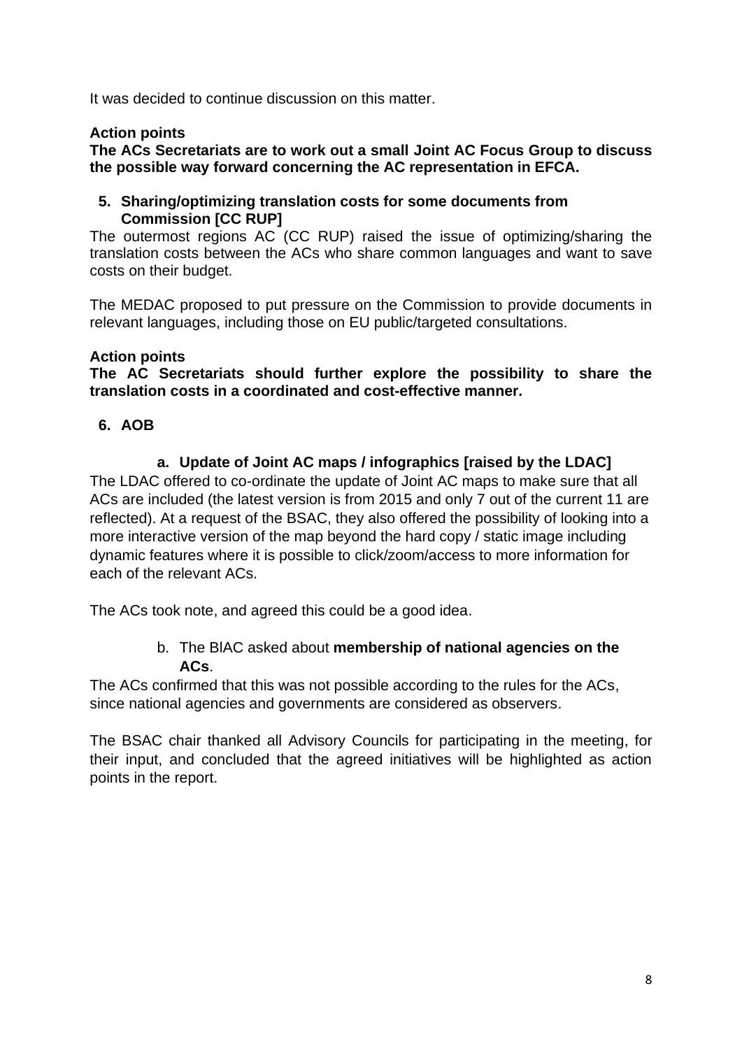It was decided to continue discussion on this matter.

**Action points**

**The ACs Secretariats are to work out a small Joint AC Focus Group to discuss the possible way forward concerning the AC representation in EFCA.**

**5. Sharing/optimizing translation costs for some documents from Commission [CC RUP]**

The outermost regions AC (CC RUP) raised the issue of optimizing/sharing the translation costs between the ACs who share common languages and want to save costs on their budget.

The MEDAC proposed to put pressure on the Commission to provide documents in relevant languages, including those on EU public/targeted consultations.

**Action points**

**The AC Secretariats should further explore the possibility to share the translation costs in a coordinated and cost-effective manner.**

**6. AOB**

**a. Update of Joint AC maps / infographics [raised by the LDAC]**

The LDAC offered to co-ordinate the update of Joint AC maps to make sure that all ACs are included (the latest version is from 2015 and only 7 out of the current 11 are reflected). At a request of the BSAC, they also offered the possibility of looking into a more interactive version of the map beyond the hard copy / static image including dynamic features where it is possible to click/zoom/access to more information for each of the relevant ACs.

The ACs took note, and agreed this could be a good idea.

b. The BlAC asked about **membership of national agencies on the ACs**.

The ACs confirmed that this was not possible according to the rules for the ACs, since national agencies and governments are considered as observers.

The BSAC chair thanked all Advisory Councils for participating in the meeting, for their input, and concluded that the agreed initiatives will be highlighted as action points in the report.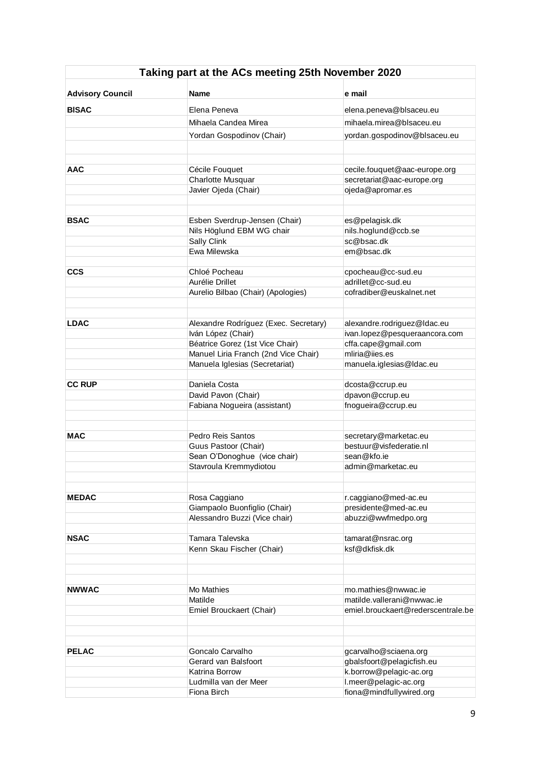| Taking part at the ACs meeting 25th November 2020 | | |
|---|---|---|
| **Advisory Council** | **Name** | **e mail** |
| **BlSAC** | Elena Peneva | elena.peneva@blsaceu.eu |
| | Mihaela Candea Mirea | mihaela.mirea@blsaceu.eu |
| | Yordan Gospodinov (Chair) | yordan.gospodinov@blsaceu.eu |
| | | |
| | | |
| **AAC** | Cécile Fouquet | cecile.fouquet@aac-europe.org |
| | Charlotte Musquar | secretariat@aac-europe.org |
| | Javier Ojeda (Chair) | ojeda@apromar.es |
| | | |
| | | |
| **BSAC** | Esben Sverdrup-Jensen (Chair) | es@pelagisk.dk |
| | Nils Höglund EBM WG chair | nils.hoglund@ccb.se |
| | Sally Clink | sc@bsac.dk |
| | Ewa Milewska | em@bsac.dk |
| | | |
| **CCS** | Chloé Pocheau | cpocheau@cc-sud.eu |
| | Aurélie Drillet | adrillet@cc-sud.eu |
| | Aurelio Bilbao (Chair) (Apologies) | cofradiber@euskalnet.net |
| | | |
| | | |
| **LDAC** | Alexandre Rodríguez (Exec. Secretary) | alexandre.rodriguez@ldac.eu |
| | Iván López (Chair) | ivan.lopez@pesqueraancora.com |
| | Béatrice Gorez (1st Vice Chair) | cffa.cape@gmail.com |
| | Manuel Liria Franch (2nd Vice Chair) | mliria@iies.es |
| | Manuela Iglesias (Secretariat) | manuela.iglesias@ldac.eu |
| | | |
| **CC RUP** | Daniela Costa | dcosta@ccrup.eu |
| | David Pavon (Chair) | dpavon@ccrup.eu |
| | Fabiana Nogueira (assistant) | fnogueira@ccrup.eu |
| | | |
| | | |
| **MAC** | Pedro Reis Santos | secretary@marketac.eu |
| | Guus Pastoor (Chair) | bestuur@visfederatie.nl |
| | Sean O'Donoghue (vice chair) | sean@kfo.ie |
| | Stavroula Kremmydiotou | admin@marketac.eu |
| | | |
| | | |
| **MEDAC** | Rosa Caggiano | r.caggiano@med-ac.eu |
| | Giampaolo Buonfiglio (Chair) | presidente@med-ac.eu |
| | Alessandro Buzzi (Vice chair) | abuzzi@wwfmedpo.org |
| | | |
| **NSAC** | Tamara Talevska | tamarat@nsrac.org |
| | Kenn Skau Fischer (Chair) | ksf@dkfisk.dk |
| | | |
| | | |
| | | |
| **NWWAC** | Mo Mathies | mo.mathies@nwwac.ie |
| | Matilde | matilde.vallerani@nwwac.ie |
| | Emiel Brouckaert (Chair) | emiel.brouckaert@rederscentrale.be |
| | | |
| | | |
| | | |
| **PELAC** | Goncalo Carvalho | gcarvalho@sciaena.org |
| | Gerard van Balsfoort | gbalsfoort@pelagicfish.eu |
| | Katrina Borrow | k.borrow@pelagic-ac.org |
| | Ludmilla van der Meer | l.meer@pelagic-ac.org |
| | Fiona Birch | fiona@mindfullywired.org |